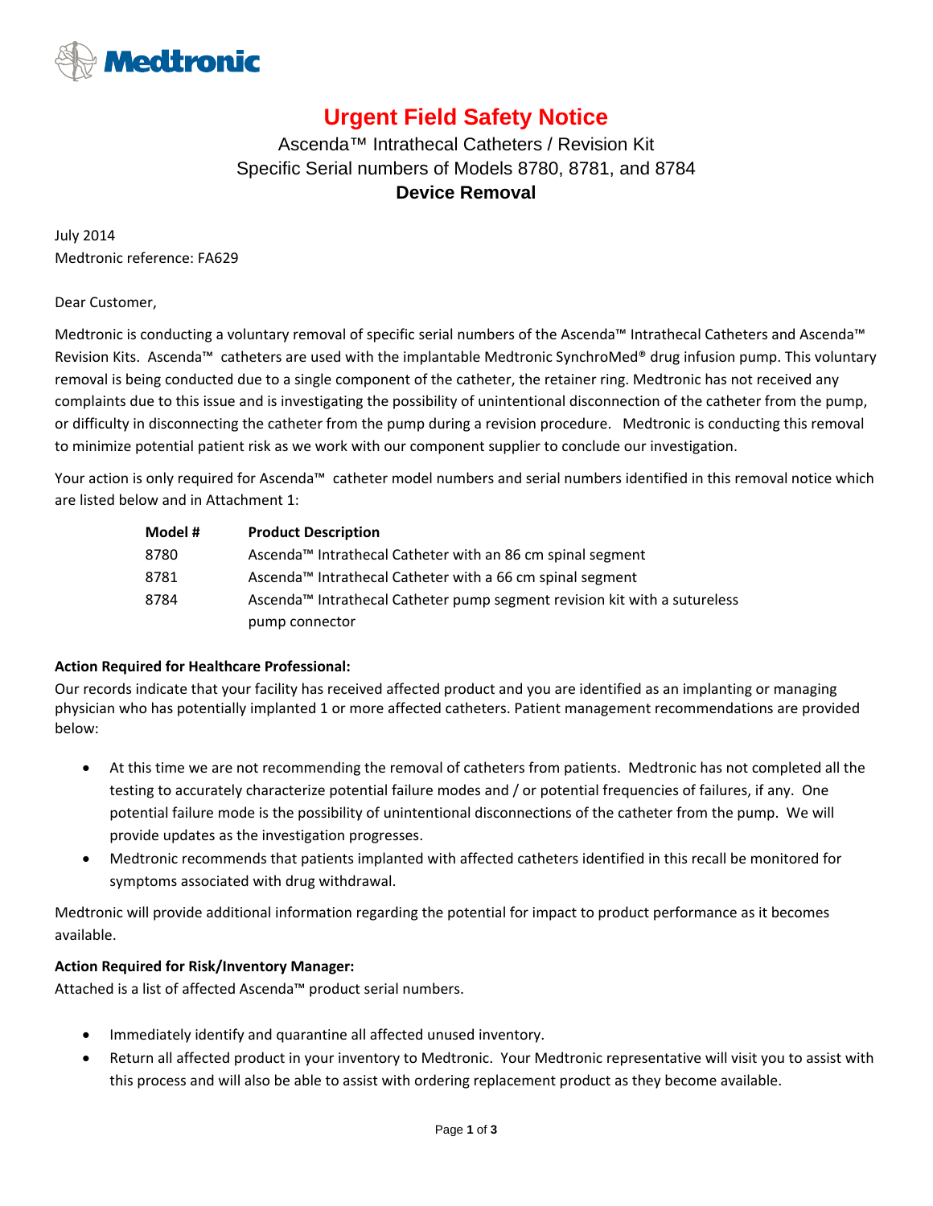Medtronic

# Urgent Field Safety Notice

## Ascenda™ Intrathecal Catheters / Revision Kit
## Specific Serial numbers of Models 8780, 8781, and 8784
## Device Removal

July 2014
Medtronic reference: FA629

Dear Customer,

Medtronic is conducting a voluntary removal of specific serial numbers of the Ascenda™ Intrathecal Catheters and Ascenda™ Revision Kits. Ascenda™ catheters are used with the implantable Medtronic SynchroMed® drug infusion pump. This voluntary removal is being conducted due to a single component of the catheter, the retainer ring. Medtronic has not received any complaints due to this issue and is investigating the possibility of unintentional disconnection of the catheter from the pump, or difficulty in disconnecting the catheter from the pump during a revision procedure. Medtronic is conducting this removal to minimize potential patient risk as we work with our component supplier to conclude our investigation.

Your action is only required for Ascenda™ catheter model numbers and serial numbers identified in this removal notice which are listed below and in Attachment 1:

| Model # | Product Description |
|---|---|
| 8780 | Ascenda™ Intrathecal Catheter with an 86 cm spinal segment |
| 8781 | Ascenda™ Intrathecal Catheter with a 66 cm spinal segment |
| 8784 | Ascenda™ Intrathecal Catheter pump segment revision kit with a sutureless pump connector |

**Action Required for Healthcare Professional:**
Our records indicate that your facility has received affected product and you are identified as an implanting or managing physician who has potentially implanted 1 or more affected catheters. Patient management recommendations are provided below:

- At this time we are not recommending the removal of catheters from patients. Medtronic has not completed all the testing to accurately characterize potential failure modes and / or potential frequencies of failures, if any. One potential failure mode is the possibility of unintentional disconnections of the catheter from the pump. We will provide updates as the investigation progresses.
- Medtronic recommends that patients implanted with affected catheters identified in this recall be monitored for symptoms associated with drug withdrawal.

Medtronic will provide additional information regarding the potential for impact to product performance as it becomes available.

**Action Required for Risk/Inventory Manager:**
Attached is a list of affected Ascenda™ product serial numbers.

- Immediately identify and quarantine all affected unused inventory.
- Return all affected product in your inventory to Medtronic. Your Medtronic representative will visit you to assist with this process and will also be able to assist with ordering replacement product as they become available.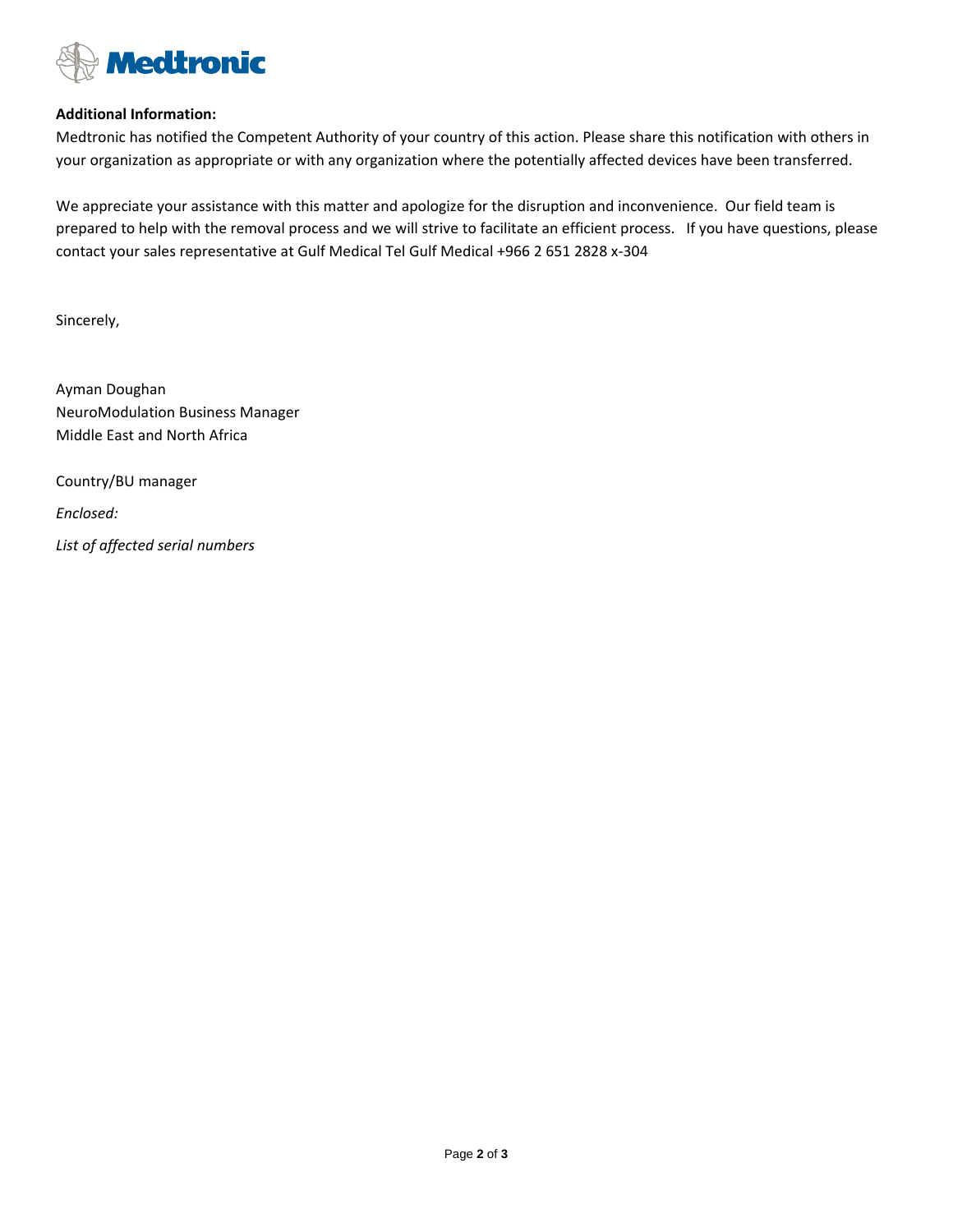**Additional Information:**

Medtronic has notified the Competent Authority of your country of this action. Please share this notification with others in your organization as appropriate or with any organization where the potentially affected devices have been transferred.

We appreciate your assistance with this matter and apologize for the disruption and inconvenience. Our field team is prepared to help with the removal process and we will strive to facilitate an efficient process. If you have questions, please contact your sales representative at Gulf Medical Tel Gulf Medical +966 2 651 2828 x-304

Sincerely,

Ayman Doughan
NeuroModulation Business Manager
Middle East and North Africa

Country/BU manager

*Enclosed:*

*List of affected serial numbers*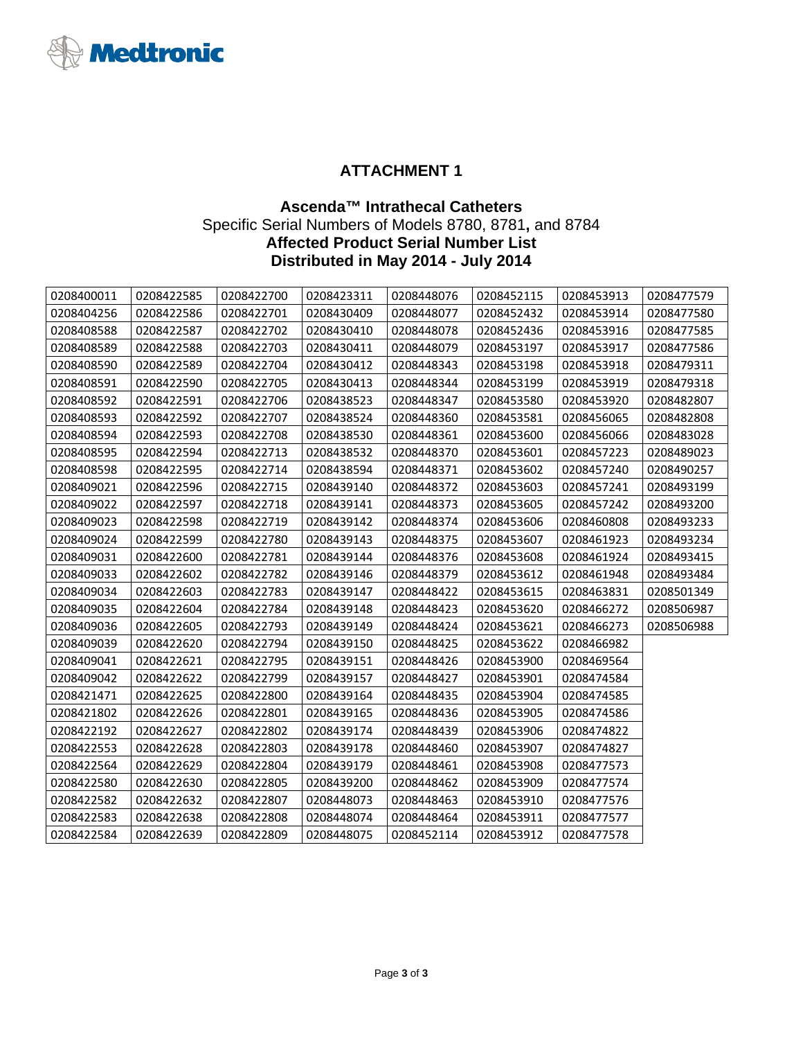# ATTACHMENT 1

## Ascenda™ Intrathecal Catheters

Specific Serial Numbers of Models 8780, 8781, and 8784

**Affected Product Serial Number List**

**Distributed in May 2014 - July 2014**

| | | | | | | | |
|---|---|---|---|---|---|---|---|
| 0208400011 | 0208422585 | 0208422700 | 0208423311 | 0208448076 | 0208452115 | 0208453913 | 0208477579 |
| 0208404256 | 0208422586 | 0208422701 | 0208430409 | 0208448077 | 0208452432 | 0208453914 | 0208477580 |
| 0208408588 | 0208422587 | 0208422702 | 0208430410 | 0208448078 | 0208452436 | 0208453916 | 0208477585 |
| 0208408589 | 0208422588 | 0208422703 | 0208430411 | 0208448079 | 0208453197 | 0208453917 | 0208477586 |
| 0208408590 | 0208422589 | 0208422704 | 0208430412 | 0208448343 | 0208453198 | 0208453918 | 0208479311 |
| 0208408591 | 0208422590 | 0208422705 | 0208430413 | 0208448344 | 0208453199 | 0208453919 | 0208479318 |
| 0208408592 | 0208422591 | 0208422706 | 0208438523 | 0208448347 | 0208453580 | 0208453920 | 0208482807 |
| 0208408593 | 0208422592 | 0208422707 | 0208438524 | 0208448360 | 0208453581 | 0208456065 | 0208482808 |
| 0208408594 | 0208422593 | 0208422708 | 0208438530 | 0208448361 | 0208453600 | 0208456066 | 0208483028 |
| 0208408595 | 0208422594 | 0208422713 | 0208438532 | 0208448370 | 0208453601 | 0208457223 | 0208489023 |
| 0208408598 | 0208422595 | 0208422714 | 0208438594 | 0208448371 | 0208453602 | 0208457240 | 0208490257 |
| 0208409021 | 0208422596 | 0208422715 | 0208439140 | 0208448372 | 0208453603 | 0208457241 | 0208493199 |
| 0208409022 | 0208422597 | 0208422718 | 0208439141 | 0208448373 | 0208453605 | 0208457242 | 0208493200 |
| 0208409023 | 0208422598 | 0208422719 | 0208439142 | 0208448374 | 0208453606 | 0208460808 | 0208493233 |
| 0208409024 | 0208422599 | 0208422780 | 0208439143 | 0208448375 | 0208453607 | 0208461923 | 0208493234 |
| 0208409031 | 0208422600 | 0208422781 | 0208439144 | 0208448376 | 0208453608 | 0208461924 | 0208493415 |
| 0208409033 | 0208422602 | 0208422782 | 0208439146 | 0208448379 | 0208453612 | 0208461948 | 0208493484 |
| 0208409034 | 0208422603 | 0208422783 | 0208439147 | 0208448422 | 0208453615 | 0208463831 | 0208501349 |
| 0208409035 | 0208422604 | 0208422784 | 0208439148 | 0208448423 | 0208453620 | 0208466272 | 0208506987 |
| 0208409036 | 0208422605 | 0208422793 | 0208439149 | 0208448424 | 0208453621 | 0208466273 | 0208506988 |
| 0208409039 | 0208422620 | 0208422794 | 0208439150 | 0208448425 | 0208453622 | 0208466982 | |
| 0208409041 | 0208422621 | 0208422795 | 0208439151 | 0208448426 | 0208453900 | 0208469564 | |
| 0208409042 | 0208422622 | 0208422799 | 0208439157 | 0208448427 | 0208453901 | 0208474584 | |
| 0208421471 | 0208422625 | 0208422800 | 0208439164 | 0208448435 | 0208453904 | 0208474585 | |
| 0208421802 | 0208422626 | 0208422801 | 0208439165 | 0208448436 | 0208453905 | 0208474586 | |
| 0208422192 | 0208422627 | 0208422802 | 0208439174 | 0208448439 | 0208453906 | 0208474822 | |
| 0208422553 | 0208422628 | 0208422803 | 0208439178 | 0208448460 | 0208453907 | 0208474827 | |
| 0208422564 | 0208422629 | 0208422804 | 0208439179 | 0208448461 | 0208453908 | 0208477573 | |
| 0208422580 | 0208422630 | 0208422805 | 0208439200 | 0208448462 | 0208453909 | 0208477574 | |
| 0208422582 | 0208422632 | 0208422807 | 0208448073 | 0208448463 | 0208453910 | 0208477576 | |
| 0208422583 | 0208422638 | 0208422808 | 0208448074 | 0208448464 | 0208453911 | 0208477577 | |
| 0208422584 | 0208422639 | 0208422809 | 0208448075 | 0208452114 | 0208453912 | 0208477578 | |